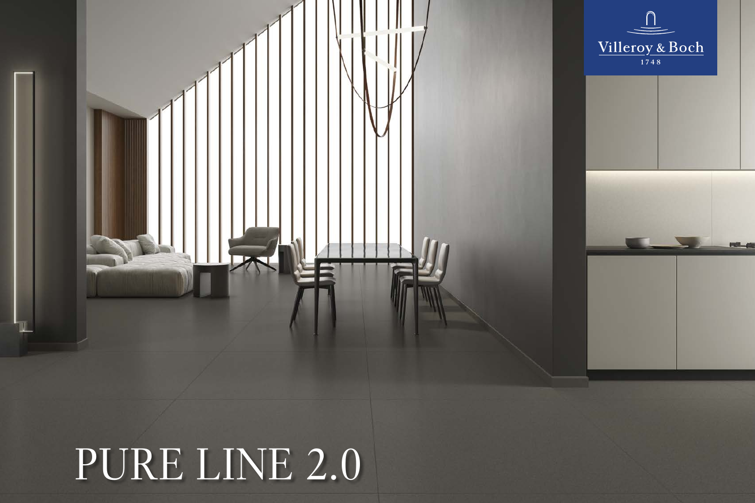Villeroy & Boch
1748

# PURE LINE 2.0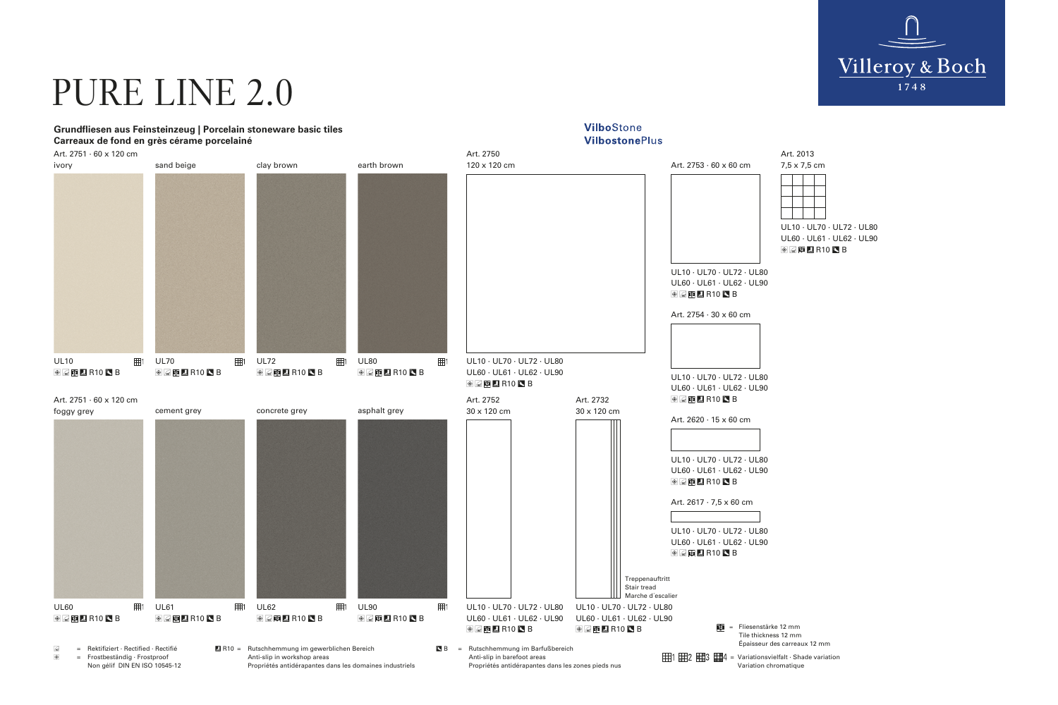Villeroy & Boch
1748

# PURE LINE 2.0

**Grundfliesen aus Feinsteinzeug | Porcelain stoneware basic tiles**
**Carreaux de fond en grès cérame porcelainé**

**Vilbo**Stone
**Vilbostone**Plus

Art. 2751 · 60 x 120 cm

| ivory | sand beige | clay brown | earth brown |
|---|---|---|---|
| UL10 1 | UL70 1 | UL72 1 | UL80 1 |
| 12 R10 B | 12 R10 B | 12 R10 B | 12 R10 B |

Art. 2751 · 60 x 120 cm

| foggy grey | cement grey | concrete grey | asphalt grey |
|---|---|---|---|
| UL60 1 | UL61 1 | UL62 1 | UL90 1 |
| 12 R10 B | 12 R10 B | 12 R10 B | 12 R10 B |

Art. 2750
120 x 120 cm
UL10 · UL70 · UL72 · UL80
UL60 · UL61 · UL62 · UL90
12 R10 B

Art. 2752
30 x 120 cm
UL10 · UL70 · UL72 · UL80
UL60 · UL61 · UL62 · UL90
12 R10 B

Art. 2732
30 x 120 cm
Treppenauftritt
Stair tread
Marche d´escalier
UL10 · UL70 · UL72 · UL80
UL60 · UL61 · UL62 · UL90
12 R10 B

Art. 2753 · 60 x 60 cm
UL10 · UL70 · UL72 · UL80
UL60 · UL61 · UL62 · UL90
12 R10 B

Art. 2754 · 30 x 60 cm
UL10 · UL70 · UL72 · UL80
UL60 · UL61 · UL62 · UL90
12 R10 B

Art. 2620 · 15 x 60 cm
UL10 · UL70 · UL72 · UL80
UL60 · UL61 · UL62 · UL90
12 R10 B

Art. 2617 · 7,5 x 60 cm
UL10 · UL70 · UL72 · UL80
UL60 · UL61 · UL62 · UL90
12 R10 B

Art. 2013
7,5 x 7,5 cm
UL10 · UL70 · UL72 · UL80
UL60 · UL61 · UL62 · UL90
12 R10 B

= Rektifiziert · Rectified · Rectifié
= Frostbeständig · Frostproof
Non gélif DIN EN ISO 10545-12

R10 = Rutschhemmung im gewerblichen Bereich
Anti-slip in workshop areas
Propriétés antidérapantes dans les domaines industriels

B = Rutschhemmung im Barfußbereich
Anti-slip in barefoot areas
Propriétés antidérapantes dans les zones pieds nus

12 = Fliesenstärke 12 mm
Tile thickness 12 mm
Épaisseur des carreaux 12 mm

1 2 3 4 = Variationsvielfalt · Shade variation
Variation chromatique